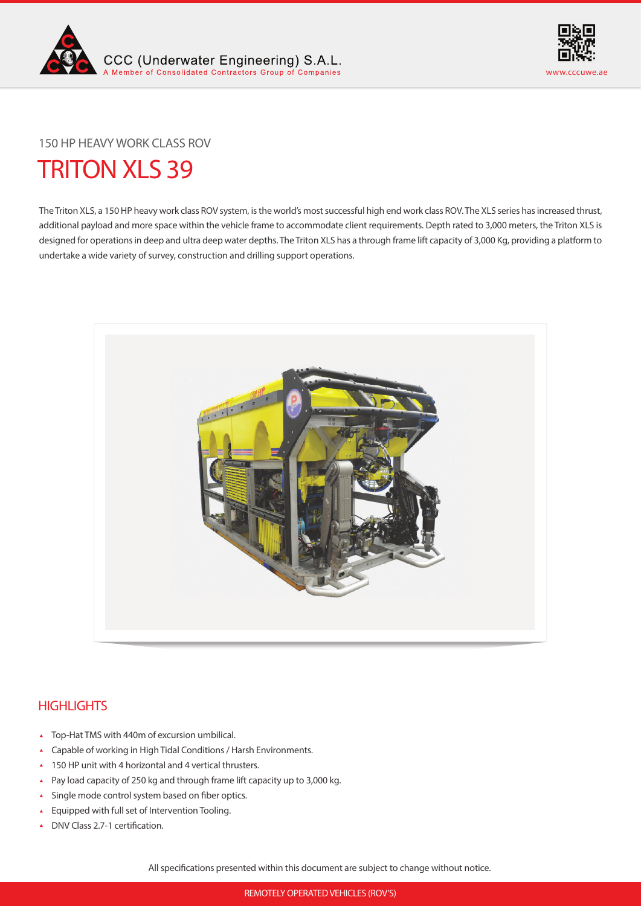CCC (Underwater Engineering) S.A.L.
A Member of Consolidated Contractors Group of Companies

www.cccuwe.ae

150 HP HEAVY WORK CLASS ROV

# TRITON XLS 39

The Triton XLS, a 150 HP heavy work class ROV system, is the world's most successful high end work class ROV. The XLS series has increased thrust, additional payload and more space within the vehicle frame to accommodate client requirements. Depth rated to 3,000 meters, the Triton XLS is designed for operations in deep and ultra deep water depths. The Triton XLS has a through frame lift capacity of 3,000 Kg, providing a platform to undertake a wide variety of survey, construction and drilling support operations.

## HIGHLIGHTS

- Top-Hat TMS with 440m of excursion umbilical.
- Capable of working in High Tidal Conditions / Harsh Environments.
- 150 HP unit with 4 horizontal and 4 vertical thrusters.
- Pay load capacity of 250 kg and through frame lift capacity up to 3,000 kg.
- Single mode control system based on fiber optics.
- Equipped with full set of Intervention Tooling.
- DNV Class 2.7-1 certification.

All specifications presented within this document are subject to change without notice.

REMOTELY OPERATED VEHICLES (ROV'S)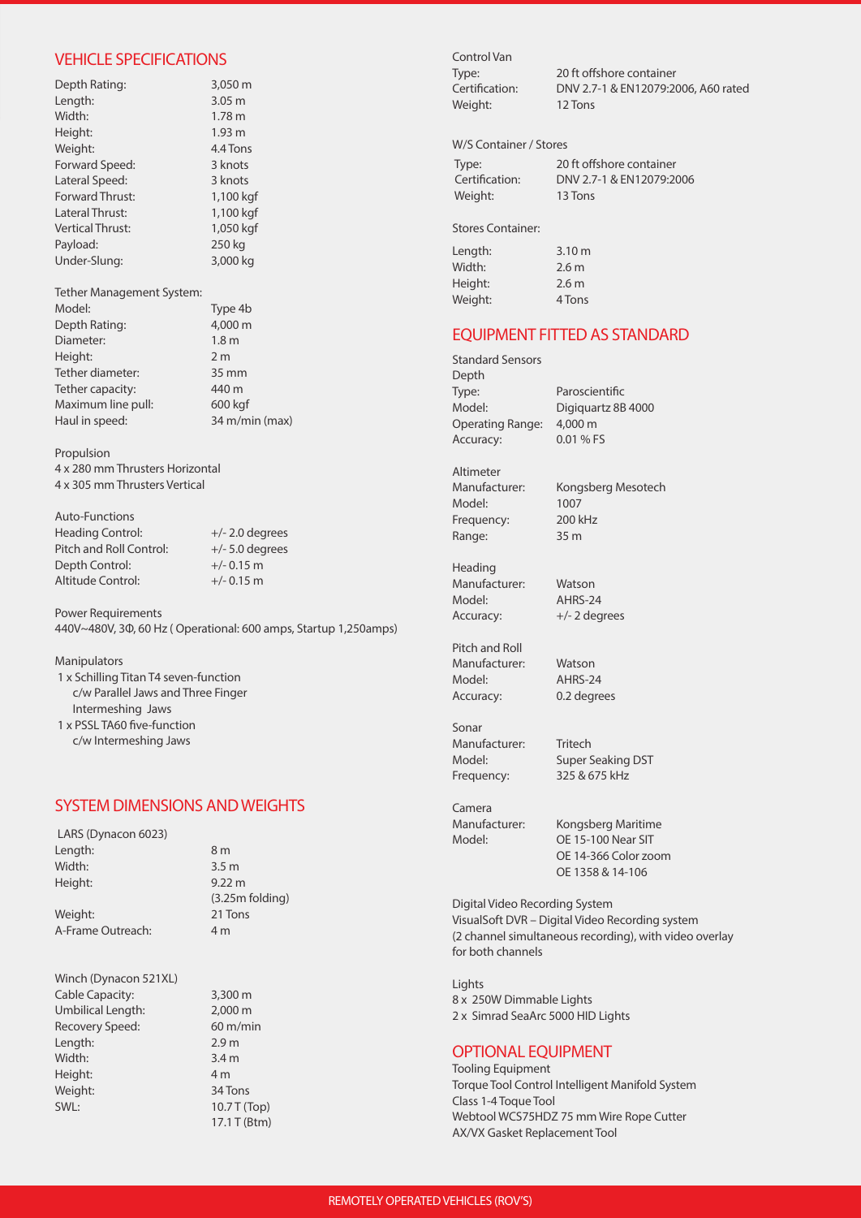## VEHICLE SPECIFICATIONS

| | |
|---|---|
| Depth Rating: | 3,050 m |
| Length: | 3.05 m |
| Width: | 1.78 m |
| Height: | 1.93 m |
| Weight: | 4.4 Tons |
| Forward Speed: | 3 knots |
| Lateral Speed: | 3 knots |
| Forward Thrust: | 1,100 kgf |
| Lateral Thrust: | 1,100 kgf |
| Vertical Thrust: | 1,050 kgf |
| Payload: | 250 kg |
| Under-Slung: | 3,000 kg |

Tether Management System:

| | |
|---|---|
| Model: | Type 4b |
| Depth Rating: | 4,000 m |
| Diameter: | 1.8 m |
| Height: | 2 m |
| Tether diameter: | 35 mm |
| Tether capacity: | 440 m |
| Maximum line pull: | 600 kgf |
| Haul in speed: | 34 m/min (max) |

Propulsion

4 x 280 mm Thrusters Horizontal
4 x 305 mm Thrusters Vertical

Auto-Functions

| | |
|---|---|
| Heading Control: | +/- 2.0 degrees |
| Pitch and Roll Control: | +/- 5.0 degrees |
| Depth Control: | +/- 0.15 m |
| Altitude Control: | +/- 0.15 m |

Power Requirements

440V~480V, 3Φ, 60 Hz ( Operational: 600 amps, Startup 1,250amps)

Manipulators

- 1 x Schilling Titan T4 seven-function c/w Parallel Jaws and Three Finger Intermeshing Jaws
- 1 x PSSL TA60 five-function c/w Intermeshing Jaws

## SYSTEM DIMENSIONS AND WEIGHTS

LARS (Dynacon 6023)

| | |
|---|---|
| Length: | 8 m |
| Width: | 3.5 m |
| Height: | 9.22 m (3.25m folding) |
| Weight: | 21 Tons |
| A-Frame Outreach: | 4 m |

Winch (Dynacon 521XL)

| | |
|---|---|
| Cable Capacity: | 3,300 m |
| Umbilical Length: | 2,000 m |
| Recovery Speed: | 60 m/min |
| Length: | 2.9 m |
| Width: | 3.4 m |
| Height: | 4 m |
| Weight: | 34 Tons |
| SWL: | 10.7 T (Top) 17.1 T (Btm) |

Control Van

| | |
|---|---|
| Type: | 20 ft offshore container |
| Certification: | DNV 2.7-1 & EN12079:2006, A60 rated |
| Weight: | 12 Tons |

W/S Container / Stores

| | |
|---|---|
| Type: | 20 ft offshore container |
| Certification: | DNV 2.7-1 & EN12079:2006 |
| Weight: | 13 Tons |

Stores Container:

| | |
|---|---|
| Length: | 3.10 m |
| Width: | 2.6 m |
| Height: | 2.6 m |
| Weight: | 4 Tons |

## EQUIPMENT FITTED AS STANDARD

Standard Sensors

Depth

| | |
|---|---|
| Type: | Paroscientific |
| Model: | Digiquartz 8B 4000 |
| Operating Range: | 4,000 m |
| Accuracy: | 0.01 % FS |

Altimeter

| | |
|---|---|
| Manufacturer: | Kongsberg Mesotech |
| Model: | 1007 |
| Frequency: | 200 kHz |
| Range: | 35 m |

Heading

| | |
|---|---|
| Manufacturer: | Watson |
| Model: | AHRS-24 |
| Accuracy: | +/- 2 degrees |

Pitch and Roll

| | |
|---|---|
| Manufacturer: | Watson |
| Model: | AHRS-24 |
| Accuracy: | 0.2 degrees |

Sonar

| | |
|---|---|
| Manufacturer: | Tritech |
| Model: | Super Seaking DST |
| Frequency: | 325 & 675 kHz |

Camera

| | |
|---|---|
| Manufacturer: | Kongsberg Maritime |
| Model: | OE 15-100 Near SIT<br>OE 14-366 Color zoom<br>OE 1358 & 14-106 |

Digital Video Recording System

VisualSoft DVR – Digital Video Recording system (2 channel simultaneous recording), with video overlay for both channels

Lights

8 x 250W Dimmable Lights
2 x Simrad SeaArc 5000 HID Lights

## OPTIONAL EQUIPMENT

Tooling Equipment

Torque Tool Control Intelligent Manifold System
Class 1-4 Toque Tool
Webtool WCS75HDZ 75 mm Wire Rope Cutter
AX/VX Gasket Replacement Tool